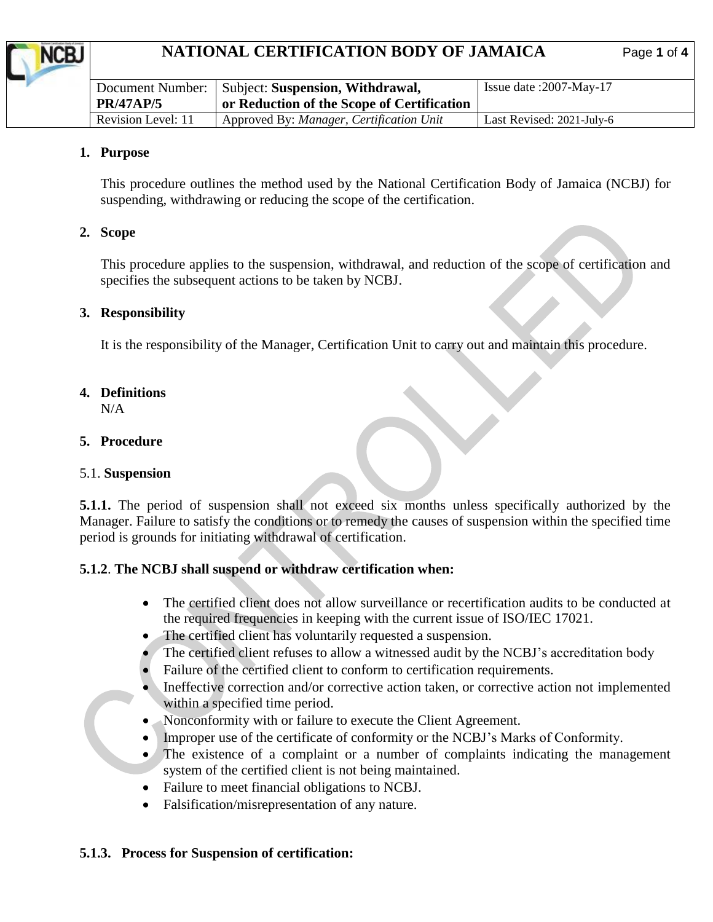| | NATIONAL CERTIFICATION BODY OF JAMAICA | |
|---|---|---|
| Document Number: **PR/47AP/5** | Subject: **Suspension, Withdrawal, or Reduction of the Scope of Certification** | Issue date :2007-May-17 |
| Revision Level: 11 | Approved By: *Manager, Certification Unit* | Last Revised: 2021-July-6 |

## 1. Purpose

This procedure outlines the method used by the National Certification Body of Jamaica (NCBJ) for suspending, withdrawing or reducing the scope of the certification.

## 2. Scope

This procedure applies to the suspension, withdrawal, and reduction of the scope of certification and specifies the subsequent actions to be taken by NCBJ.

## 3. Responsibility

It is the responsibility of the Manager, Certification Unit to carry out and maintain this procedure.

## 4. Definitions

N/A

## 5. Procedure

### 5.1. Suspension

**5.1.1.** The period of suspension shall not exceed six months unless specifically authorized by the Manager. Failure to satisfy the conditions or to remedy the causes of suspension within the specified time period is grounds for initiating withdrawal of certification.

**5.1.2. The NCBJ shall suspend or withdraw certification when:**

- The certified client does not allow surveillance or recertification audits to be conducted at the required frequencies in keeping with the current issue of ISO/IEC 17021.
- The certified client has voluntarily requested a suspension.
- The certified client refuses to allow a witnessed audit by the NCBJ's accreditation body
- Failure of the certified client to conform to certification requirements.
- Ineffective correction and/or corrective action taken, or corrective action not implemented within a specified time period.
- Nonconformity with or failure to execute the Client Agreement.
- Improper use of the certificate of conformity or the NCBJ's Marks of Conformity.
- The existence of a complaint or a number of complaints indicating the management system of the certified client is not being maintained.
- Failure to meet financial obligations to NCBJ.
- Falsification/misrepresentation of any nature.

**5.1.3. Process for Suspension of certification:**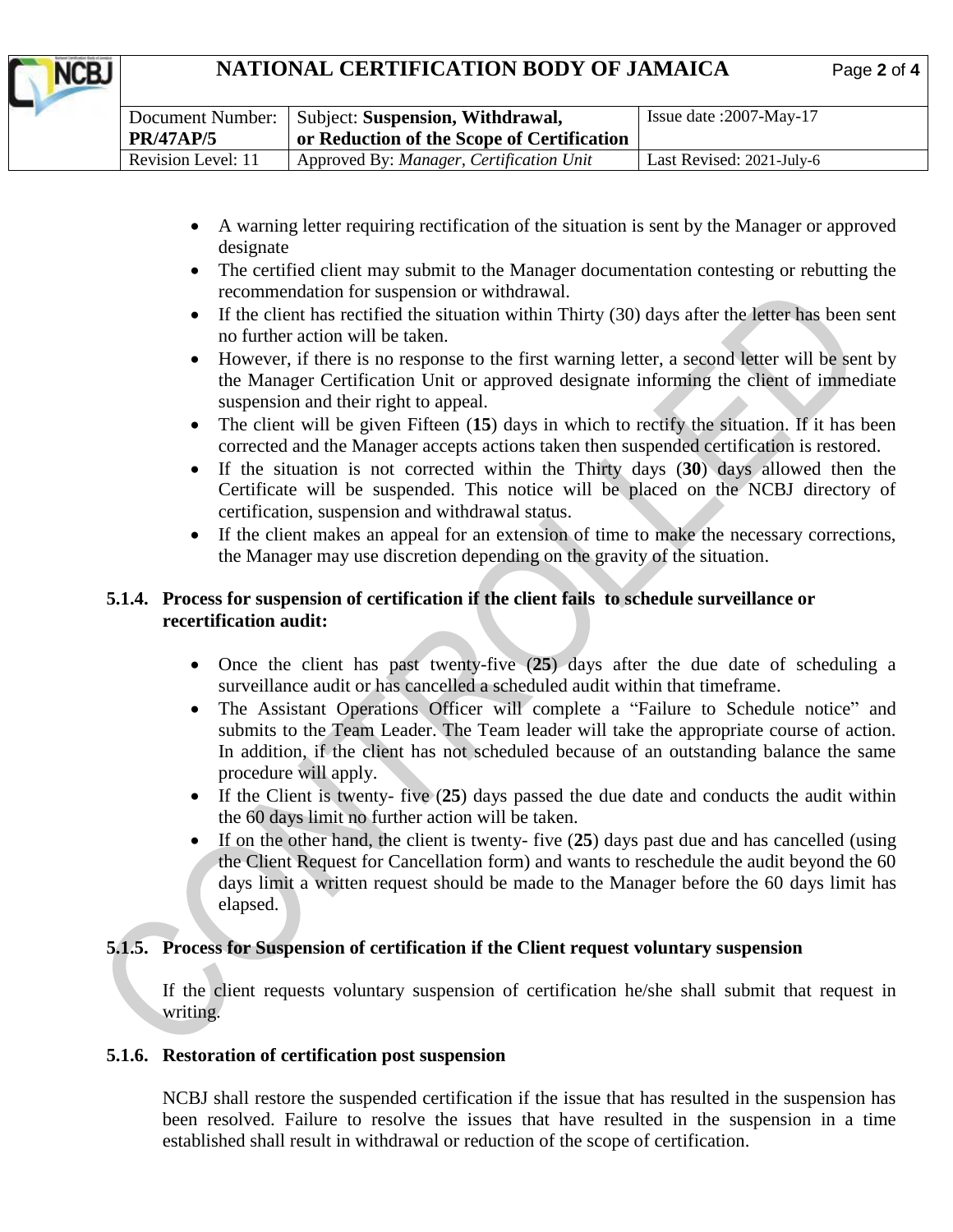- A warning letter requiring rectification of the situation is sent by the Manager or approved designate
- The certified client may submit to the Manager documentation contesting or rebutting the recommendation for suspension or withdrawal.
- If the client has rectified the situation within Thirty (30) days after the letter has been sent no further action will be taken.
- However, if there is no response to the first warning letter, a second letter will be sent by the Manager Certification Unit or approved designate informing the client of immediate suspension and their right to appeal.
- The client will be given Fifteen (**15**) days in which to rectify the situation. If it has been corrected and the Manager accepts actions taken then suspended certification is restored.
- If the situation is not corrected within the Thirty days (**30**) days allowed then the Certificate will be suspended. This notice will be placed on the NCBJ directory of certification, suspension and withdrawal status.
- If the client makes an appeal for an extension of time to make the necessary corrections, the Manager may use discretion depending on the gravity of the situation.

### 5.1.4. Process for suspension of certification if the client fails to schedule surveillance or recertification audit:

- Once the client has past twenty-five (**25**) days after the due date of scheduling a surveillance audit or has cancelled a scheduled audit within that timeframe.
- The Assistant Operations Officer will complete a "Failure to Schedule notice" and submits to the Team Leader. The Team leader will take the appropriate course of action. In addition, if the client has not scheduled because of an outstanding balance the same procedure will apply.
- If the Client is twenty- five (**25**) days passed the due date and conducts the audit within the 60 days limit no further action will be taken.
- If on the other hand, the client is twenty- five (**25**) days past due and has cancelled (using the Client Request for Cancellation form) and wants to reschedule the audit beyond the 60 days limit a written request should be made to the Manager before the 60 days limit has elapsed.

### 5.1.5. Process for Suspension of certification if the Client request voluntary suspension

If the client requests voluntary suspension of certification he/she shall submit that request in writing.

### 5.1.6. Restoration of certification post suspension

NCBJ shall restore the suspended certification if the issue that has resulted in the suspension has been resolved. Failure to resolve the issues that have resulted in the suspension in a time established shall result in withdrawal or reduction of the scope of certification.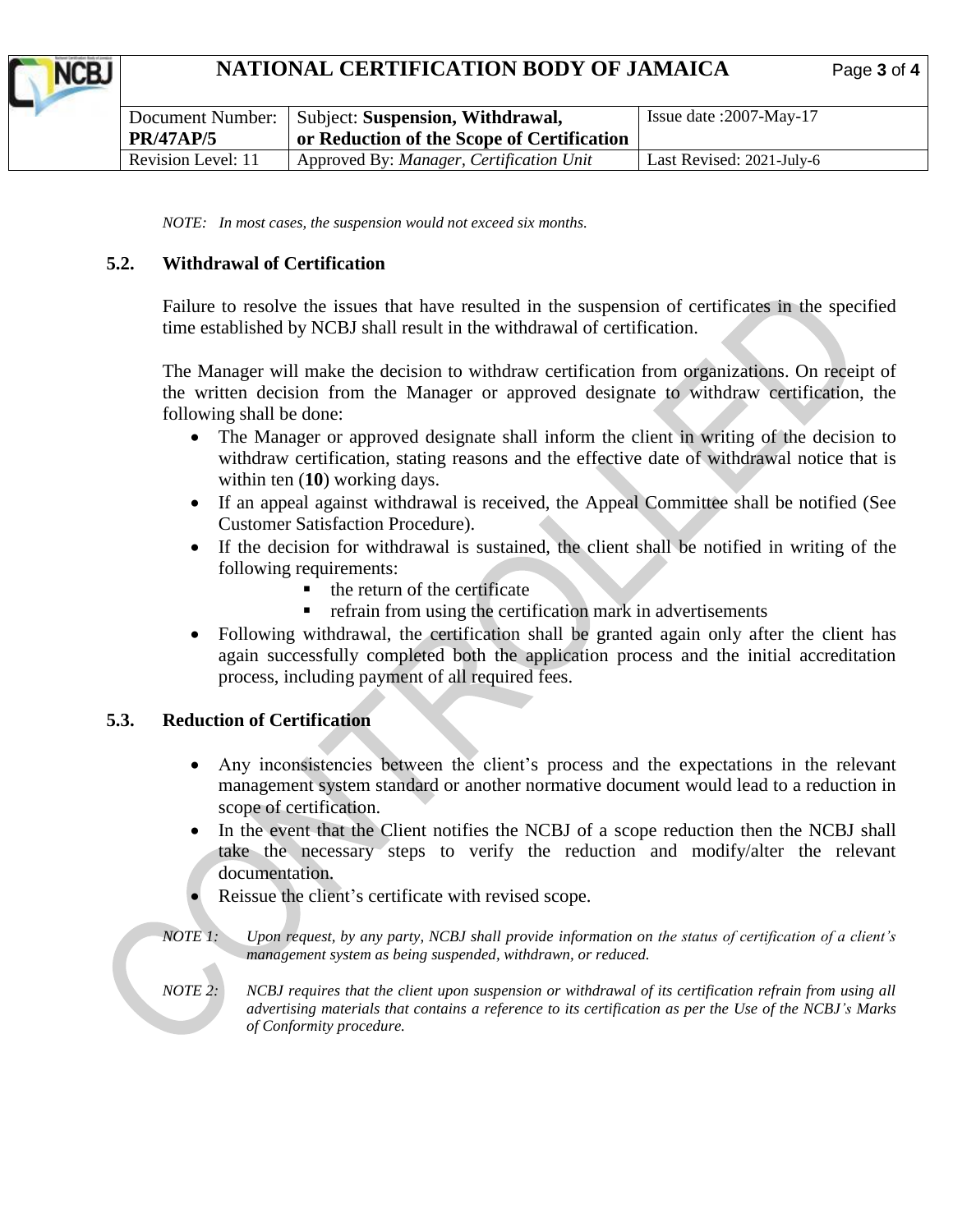*NOTE: In most cases, the suspension would not exceed six months.*

## 5.2. Withdrawal of Certification

Failure to resolve the issues that have resulted in the suspension of certificates in the specified time established by NCBJ shall result in the withdrawal of certification.

The Manager will make the decision to withdraw certification from organizations. On receipt of the written decision from the Manager or approved designate to withdraw certification, the following shall be done:

- The Manager or approved designate shall inform the client in writing of the decision to withdraw certification, stating reasons and the effective date of withdrawal notice that is within ten (**10**) working days.
- If an appeal against withdrawal is received, the Appeal Committee shall be notified (See Customer Satisfaction Procedure).
- If the decision for withdrawal is sustained, the client shall be notified in writing of the following requirements:
  - the return of the certificate
  - refrain from using the certification mark in advertisements
- Following withdrawal, the certification shall be granted again only after the client has again successfully completed both the application process and the initial accreditation process, including payment of all required fees.

## 5.3. Reduction of Certification

- Any inconsistencies between the client's process and the expectations in the relevant management system standard or another normative document would lead to a reduction in scope of certification.
- In the event that the Client notifies the NCBJ of a scope reduction then the NCBJ shall take the necessary steps to verify the reduction and modify/alter the relevant documentation.
- Reissue the client's certificate with revised scope.

*NOTE 1: Upon request, by any party, NCBJ shall provide information on the status of certification of a client's management system as being suspended, withdrawn, or reduced.*

*NOTE 2: NCBJ requires that the client upon suspension or withdrawal of its certification refrain from using all advertising materials that contains a reference to its certification as per the Use of the NCBJ's Marks of Conformity procedure.*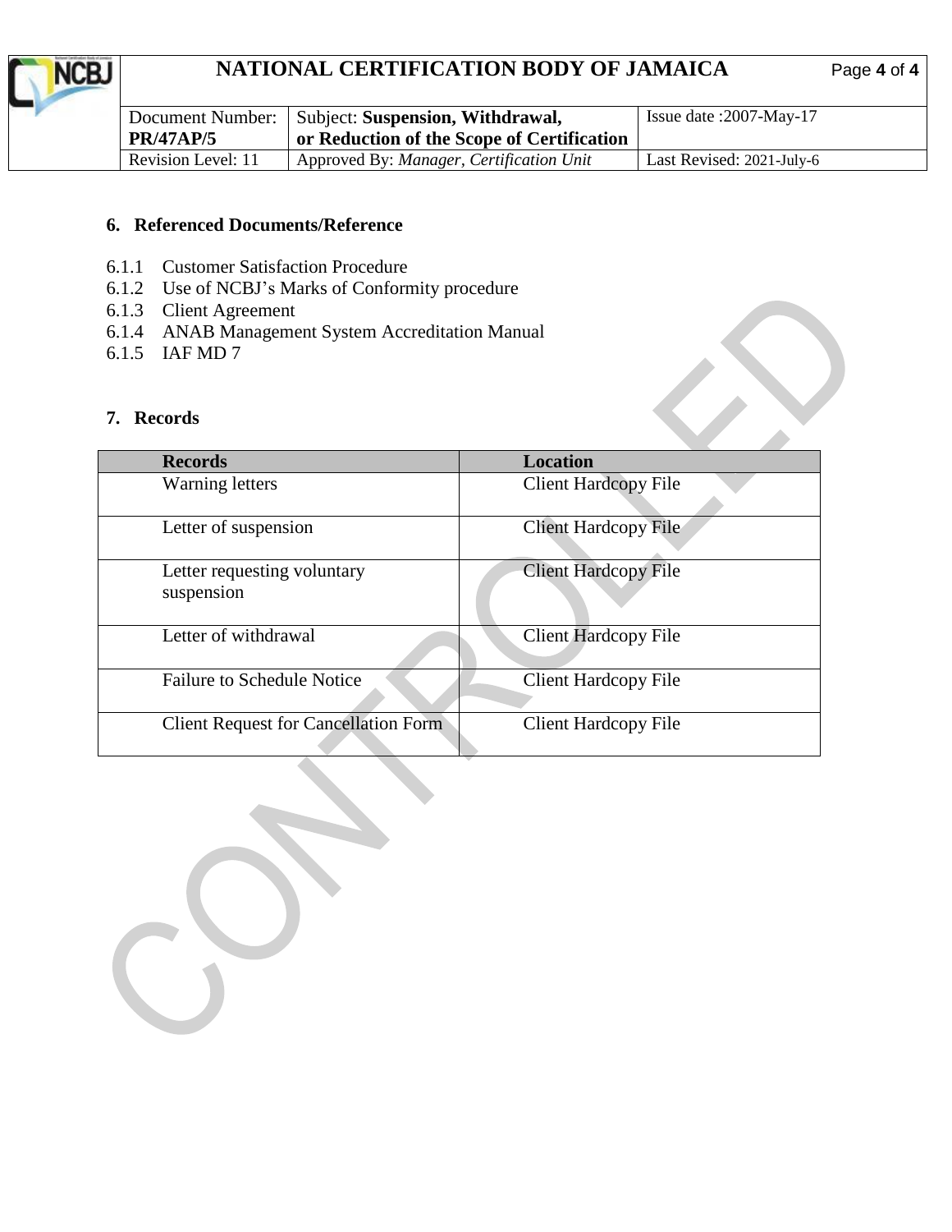## 6. Referenced Documents/Reference

6.1.1 Customer Satisfaction Procedure
6.1.2 Use of NCBJ's Marks of Conformity procedure
6.1.3 Client Agreement
6.1.4 ANAB Management System Accreditation Manual
6.1.5 IAF MD 7

## 7. Records

| Records | Location |
|---|---|
| Warning letters | Client Hardcopy File |
| Letter of suspension | Client Hardcopy File |
| Letter requesting voluntary suspension | Client Hardcopy File |
| Letter of withdrawal | Client Hardcopy File |
| Failure to Schedule Notice | Client Hardcopy File |
| Client Request for Cancellation Form | Client Hardcopy File |